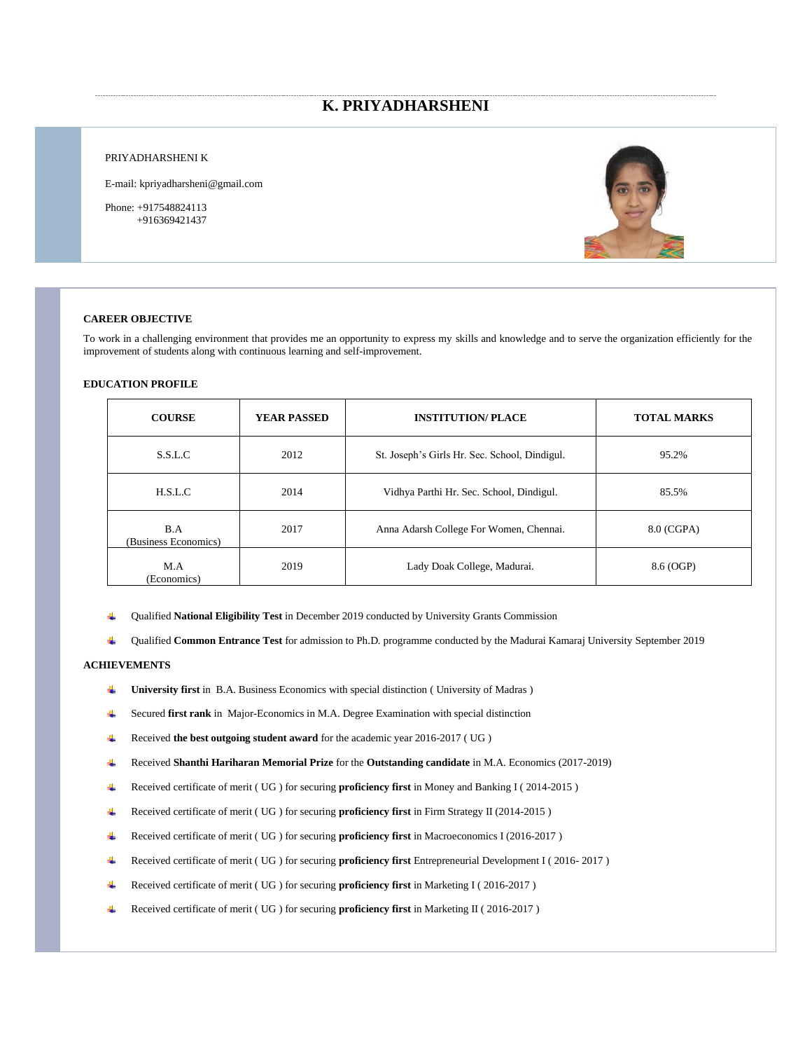# K. PRIYADHARSHENI

PRIYADHARSHENI K

E-mail: kpriyadharsheni@gmail.com

Phone: +917548824113
+916369421437

### CAREER OBJECTIVE

To work in a challenging environment that provides me an opportunity to express my skills and knowledge and to serve the organization efficiently for the improvement of students along with continuous learning and self-improvement.

### EDUCATION PROFILE

| COURSE | YEAR PASSED | INSTITUTION/ PLACE | TOTAL MARKS |
|---|---|---|---|
| S.S.L.C | 2012 | St. Joseph's Girls Hr. Sec. School, Dindigul. | 95.2% |
| H.S.L.C | 2014 | Vidhya Parthi Hr. Sec. School, Dindigul. | 85.5% |
| B.A (Business Economics) | 2017 | Anna Adarsh College For Women, Chennai. | 8.0 (CGPA) |
| M.A (Economics) | 2019 | Lady Doak College, Madurai. | 8.6 (OGP) |

- Qualified **National Eligibility Test** in December 2019 conducted by University Grants Commission
- Qualified **Common Entrance Test** for admission to Ph.D. programme conducted by the Madurai Kamaraj University September 2019

### ACHIEVEMENTS

- **University first** in B.A. Business Economics with special distinction ( University of Madras )
- Secured **first rank** in Major-Economics in M.A. Degree Examination with special distinction
- Received **the best outgoing student award** for the academic year 2016-2017 ( UG )
- Received **Shanthi Hariharan Memorial Prize** for the **Outstanding candidate** in M.A. Economics (2017-2019)
- Received certificate of merit ( UG ) for securing **proficiency first** in Money and Banking I ( 2014-2015 )
- Received certificate of merit ( UG ) for securing **proficiency first** in Firm Strategy II (2014-2015 )
- Received certificate of merit ( UG ) for securing **proficiency first** in Macroeconomics I (2016-2017 )
- Received certificate of merit ( UG ) for securing **proficiency first** Entrepreneurial Development I ( 2016- 2017 )
- Received certificate of merit ( UG ) for securing **proficiency first** in Marketing I ( 2016-2017 )
- Received certificate of merit ( UG ) for securing **proficiency first** in Marketing II ( 2016-2017 )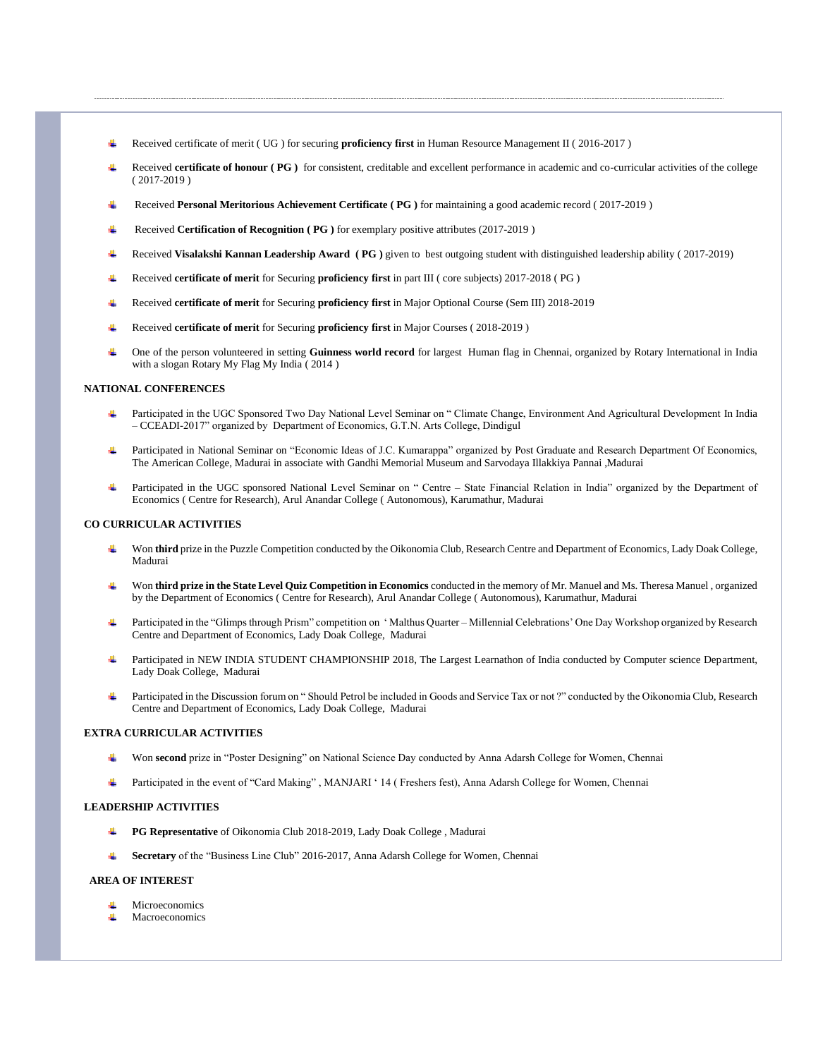- Received certificate of merit ( UG ) for securing **proficiency first** in Human Resource Management II ( 2016-2017 )
- Received **certificate of honour ( PG )** for consistent, creditable and excellent performance in academic and co-curricular activities of the college ( 2017-2019 )
- Received **Personal Meritorious Achievement Certificate ( PG )** for maintaining a good academic record ( 2017-2019 )
- Received **Certification of Recognition ( PG )** for exemplary positive attributes (2017-2019 )
- Received **Visalakshi Kannan Leadership Award ( PG )** given to best outgoing student with distinguished leadership ability ( 2017-2019)
- Received **certificate of merit** for Securing **proficiency first** in part III ( core subjects) 2017-2018 ( PG )
- Received **certificate of merit** for Securing **proficiency first** in Major Optional Course (Sem III) 2018-2019
- Received **certificate of merit** for Securing **proficiency first** in Major Courses ( 2018-2019 )
- One of the person volunteered in setting **Guinness world record** for largest Human flag in Chennai, organized by Rotary International in India with a slogan Rotary My Flag My India ( 2014 )

**NATIONAL CONFERENCES**

- Participated in the UGC Sponsored Two Day National Level Seminar on " Climate Change, Environment And Agricultural Development In India – CCEADI-2017" organized by Department of Economics, G.T.N. Arts College, Dindigul
- Participated in National Seminar on "Economic Ideas of J.C. Kumarappa" organized by Post Graduate and Research Department Of Economics, The American College, Madurai in associate with Gandhi Memorial Museum and Sarvodaya Illakkiya Pannai ,Madurai
- Participated in the UGC sponsored National Level Seminar on " Centre – State Financial Relation in India" organized by the Department of Economics ( Centre for Research), Arul Anandar College ( Autonomous), Karumathur, Madurai

**CO CURRICULAR ACTIVITIES**

- Won **third** prize in the Puzzle Competition conducted by the Oikonomia Club, Research Centre and Department of Economics, Lady Doak College, Madurai
- Won **third prize in the State Level Quiz Competition in Economics** conducted in the memory of Mr. Manuel and Ms. Theresa Manuel , organized by the Department of Economics ( Centre for Research), Arul Anandar College ( Autonomous), Karumathur, Madurai
- Participated in the "Glimps through Prism" competition on ' Malthus Quarter – Millennial Celebrations' One Day Workshop organized by Research Centre and Department of Economics, Lady Doak College, Madurai
- Participated in NEW INDIA STUDENT CHAMPIONSHIP 2018, The Largest Learnathon of India conducted by Computer science Department, Lady Doak College, Madurai
- Participated in the Discussion forum on " Should Petrol be included in Goods and Service Tax or not ?" conducted by the Oikonomia Club, Research Centre and Department of Economics, Lady Doak College, Madurai

**EXTRA CURRICULAR ACTIVITIES**

- Won **second** prize in "Poster Designing" on National Science Day conducted by Anna Adarsh College for Women, Chennai
- Participated in the event of "Card Making" , MANJARI ' 14 ( Freshers fest), Anna Adarsh College for Women, Chennai

**LEADERSHIP ACTIVITIES**

- **PG Representative** of Oikonomia Club 2018-2019, Lady Doak College , Madurai
- **Secretary** of the "Business Line Club" 2016-2017, Anna Adarsh College for Women, Chennai

**AREA OF INTEREST**

- Microeconomics
- Macroeconomics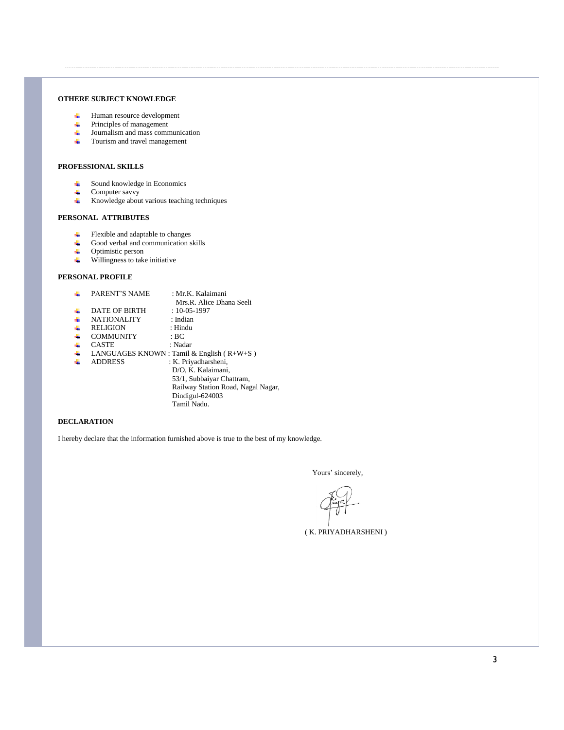**OTHERE SUBJECT KNOWLEDGE**

- Human resource development
- Principles of management
- Journalism and mass communication
- Tourism and travel management

**PROFESSIONAL SKILLS**

- Sound knowledge in Economics
- Computer savvy
- Knowledge about various teaching techniques

**PERSONAL ATTRIBUTES**

- Flexible and adaptable to changes
- Good verbal and communication skills
- Optimistic person
- Willingness to take initiative

**PERSONAL PROFILE**

- PARENT'S NAME : Mr.K. Kalaimani
  Mrs.R. Alice Dhana Seeli
- DATE OF BIRTH : 10-05-1997
- NATIONALITY : Indian
- RELIGION : Hindu
- COMMUNITY : BC
- CASTE : Nadar
- LANGUAGES KNOWN : Tamil & English ( R+W+S )
- ADDRESS : K. Priyadharsheni,
  D/O, K. Kalaimani,
  53/1, Subbaiyar Chattram,
  Railway Station Road, Nagal Nagar,
  Dindigul-624003
  Tamil Nadu.

**DECLARATION**

I hereby declare that the information furnished above is true to the best of my knowledge.

Yours' sincerely,

( K. PRIYADHARSHENI )